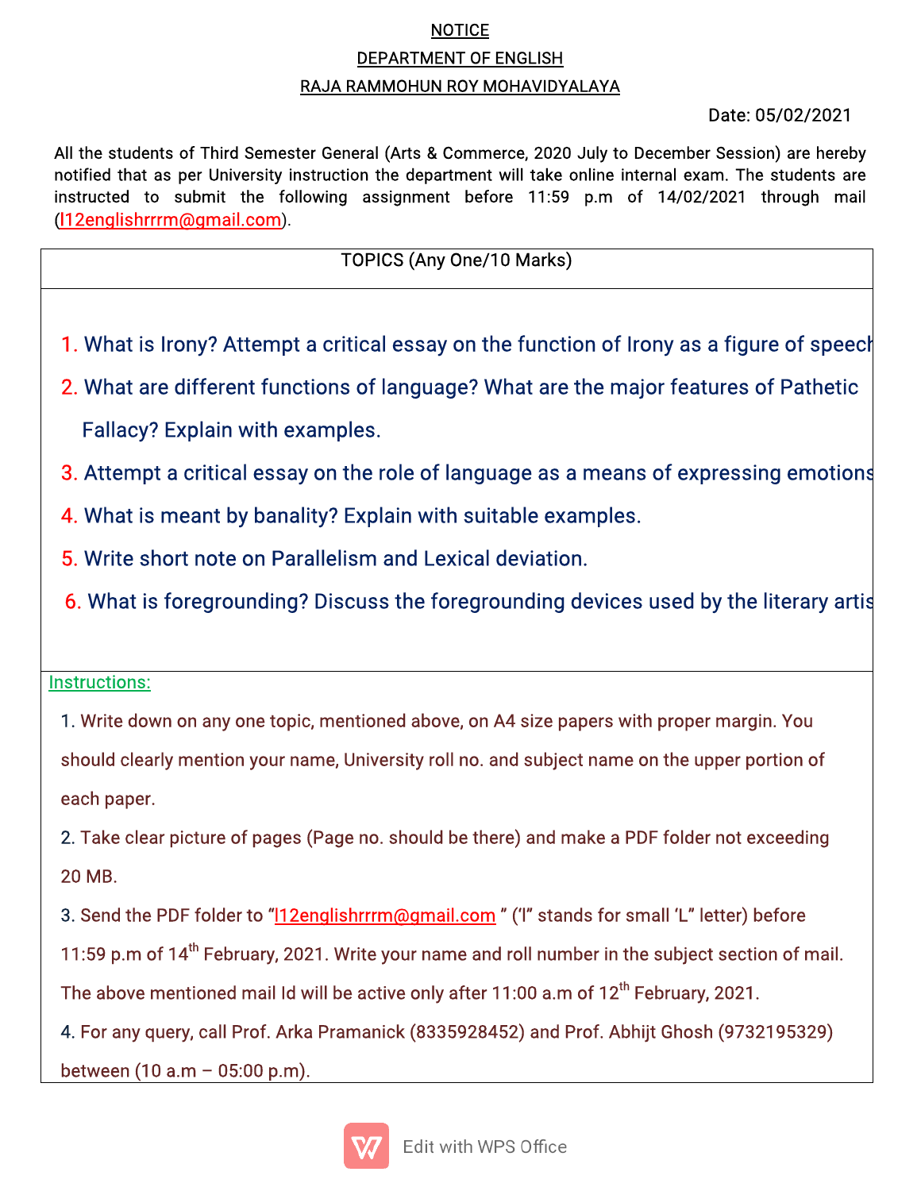# NOTICE

## DEPARTMENT OF ENGLISH

## RAJA RAMMOHUN ROY MOHAVIDYALAYA

Date: 05/02/2021

All the students of Third Semester General (Arts & Commerce, 2020 July to December Session) are hereby notified that as per University instruction the department will take online internal exam. The students are instructed to submit the following assignment before 11:59 p.m of 14/02/2021 through mail (l12englishrrrm@gmail.com).

| TOPICS (Any One/10 Marks) |
| --- |
| 1. What is Irony? Attempt a critical essay on the function of Irony as a figure of speech<br>2. What are different functions of language? What are the major features of Pathetic Fallacy? Explain with examples.<br>3. Attempt a critical essay on the role of language as a means of expressing emotions<br>4. What is meant by banality? Explain with suitable examples.<br>5. Write short note on Parallelism and Lexical deviation.<br>6. What is foregrounding? Discuss the foregrounding devices used by the literary artis |
| Instructions:<br>1. Write down on any one topic, mentioned above, on A4 size papers with proper margin. You should clearly mention your name, University roll no. and subject name on the upper portion of each paper.<br>2. Take clear picture of pages (Page no. should be there) and make a PDF folder not exceeding 20 MB.<br>3. Send the PDF folder to "l12englishrrrm@gmail.com " ('l" stands for small 'L" letter) before 11:59 p.m of 14th February, 2021. Write your name and roll number in the subject section of mail. The above mentioned mail Id will be active only after 11:00 a.m of 12th February, 2021.<br>4. For any query, call Prof. Arka Pramanick (8335928452) and Prof. Abhijt Ghosh (9732195329) between (10 a.m – 05:00 p.m). |